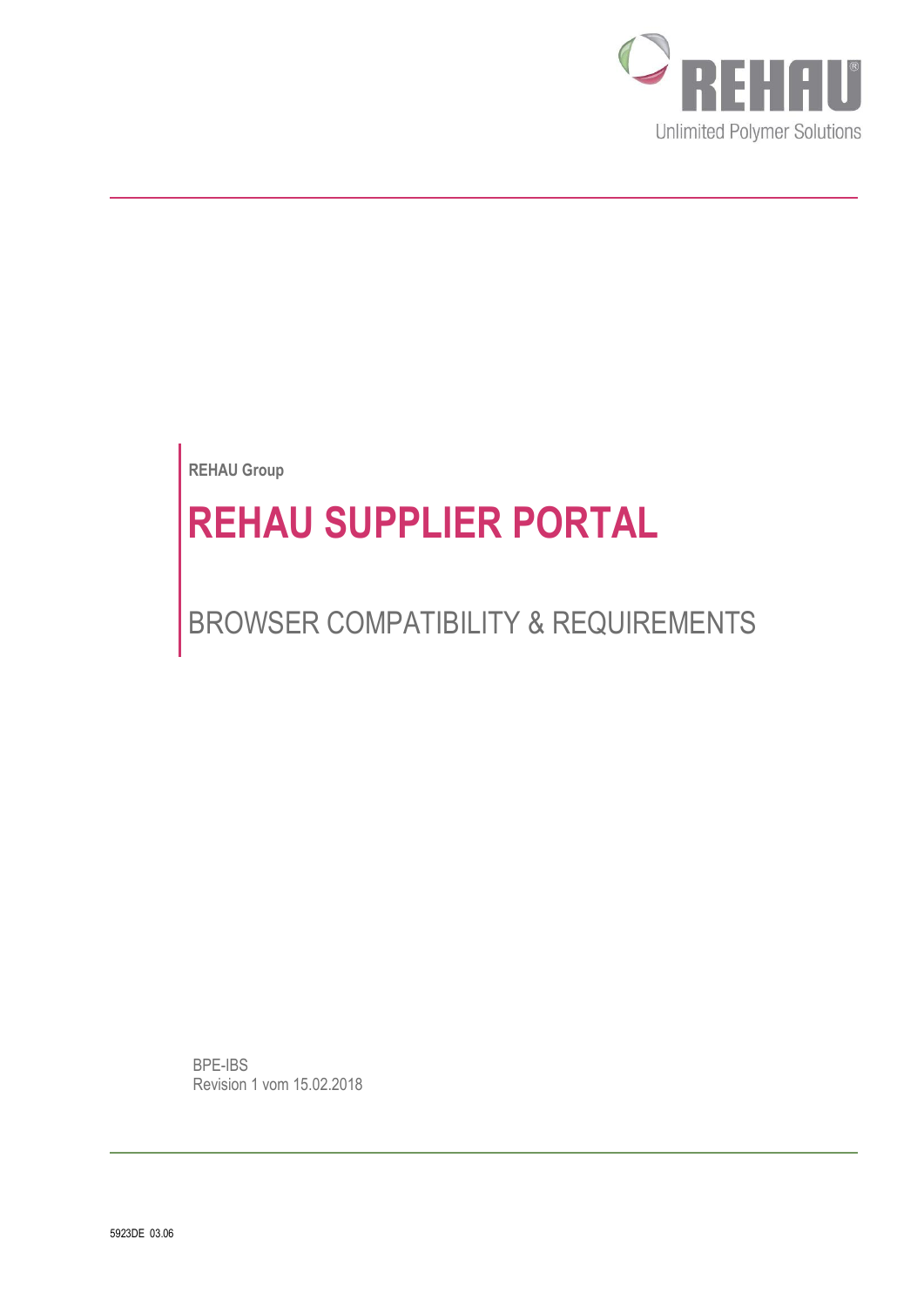REHAU

Unlimited Polymer Solutions

**REHAU Group**

# REHAU SUPPLIER PORTAL

## BROWSER COMPATIBILITY & REQUIREMENTS

BPE-IBS
Revision 1 vom 15.02.2018

5923DE 03.06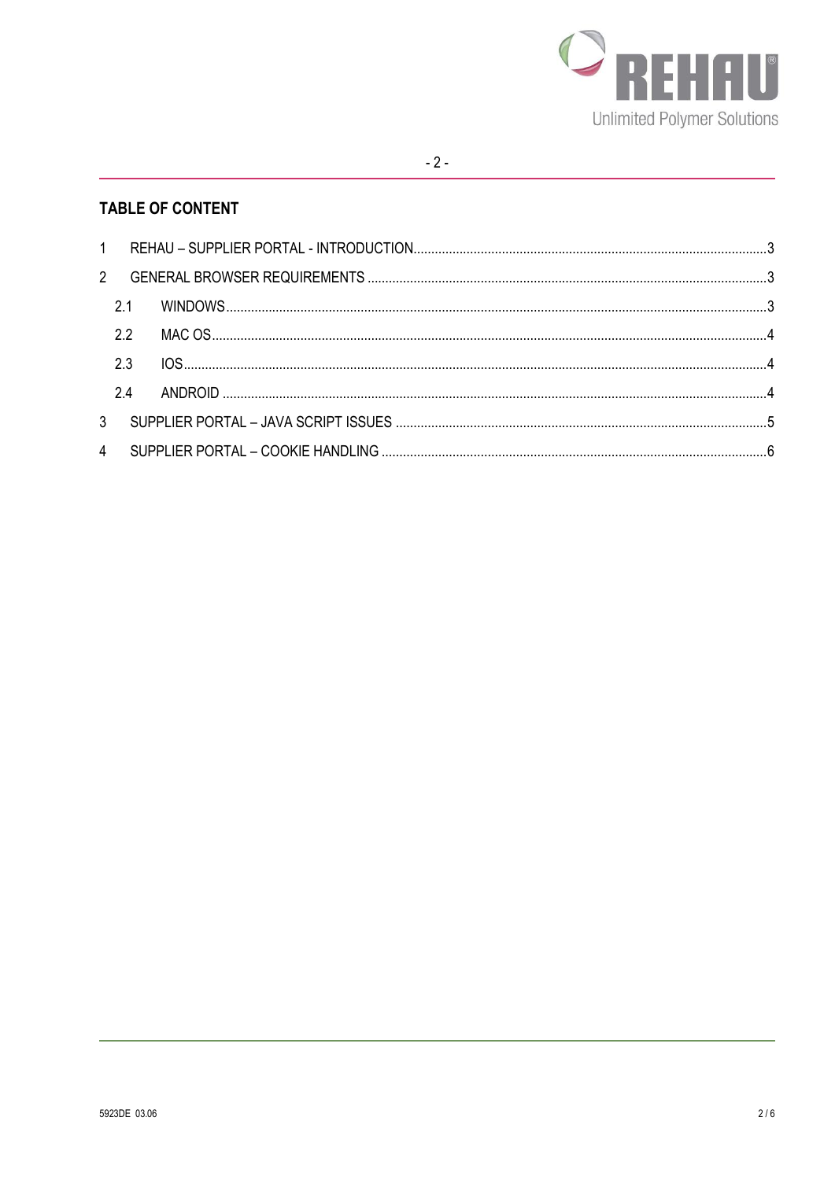## TABLE OF CONTENT

1 REHAU – SUPPLIER PORTAL - INTRODUCTION ..... 3

2 GENERAL BROWSER REQUIREMENTS ..... 3

- 2.1 WINDOWS ..... 3
- 2.2 MAC OS ..... 4
- 2.3 IOS ..... 4
- 2.4 ANDROID ..... 4

3 SUPPLIER PORTAL – JAVA SCRIPT ISSUES ..... 5

4 SUPPLIER PORTAL – COOKIE HANDLING ..... 6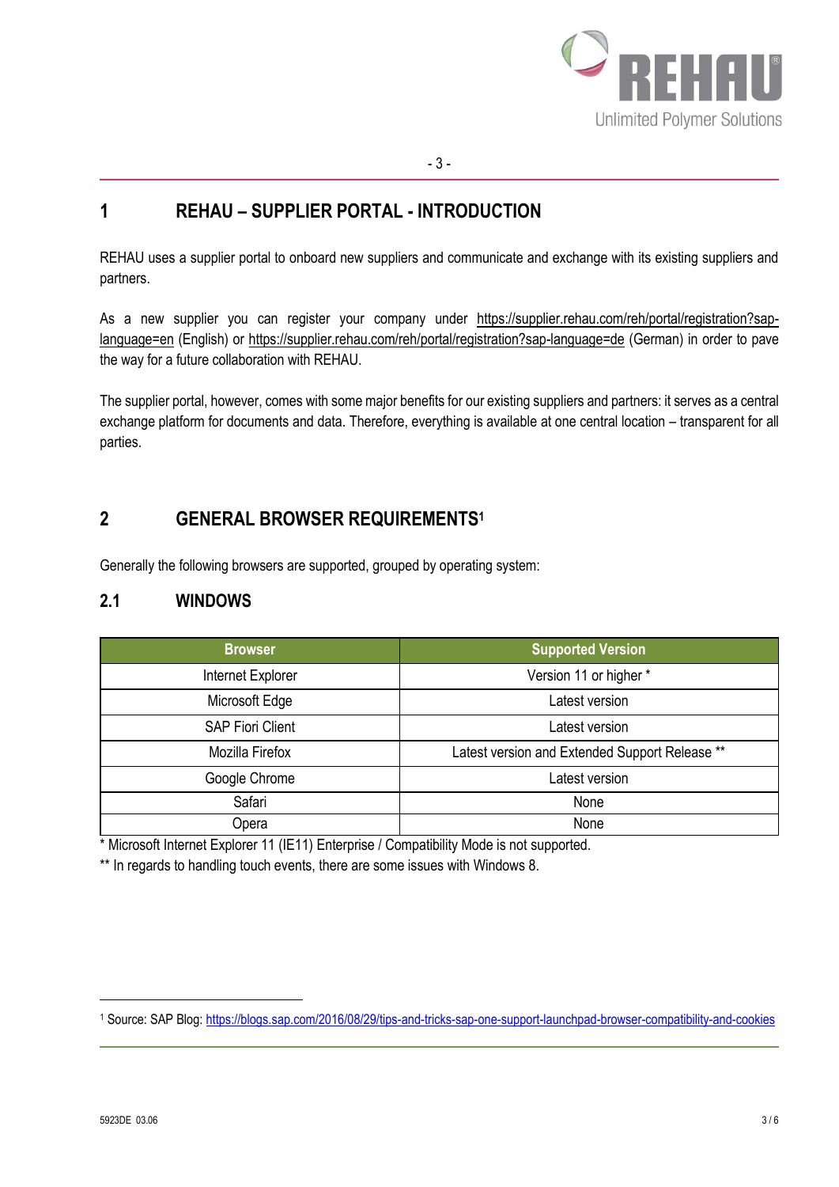# 1 REHAU – SUPPLIER PORTAL - INTRODUCTION

REHAU uses a supplier portal to onboard new suppliers and communicate and exchange with its existing suppliers and partners.

As a new supplier you can register your company under https://supplier.rehau.com/reh/portal/registration?sap-language=en (English) or https://supplier.rehau.com/reh/portal/registration?sap-language=de (German) in order to pave the way for a future collaboration with REHAU.

The supplier portal, however, comes with some major benefits for our existing suppliers and partners: it serves as a central exchange platform for documents and data. Therefore, everything is available at one central location – transparent for all parties.

# 2 GENERAL BROWSER REQUIREMENTS[1]

Generally the following browsers are supported, grouped by operating system:

## 2.1 WINDOWS

| Browser | Supported Version |
| --- | --- |
| Internet Explorer | Version 11 or higher * |
| Microsoft Edge | Latest version |
| SAP Fiori Client | Latest version |
| Mozilla Firefox | Latest version and Extended Support Release ** |
| Google Chrome | Latest version |
| Safari | None |
| Opera | None |

* Microsoft Internet Explorer 11 (IE11) Enterprise / Compatibility Mode is not supported.

** In regards to handling touch events, there are some issues with Windows 8.

[1] Source: SAP Blog: https://blogs.sap.com/2016/08/29/tips-and-tricks-sap-one-support-launchpad-browser-compatibility-and-cookies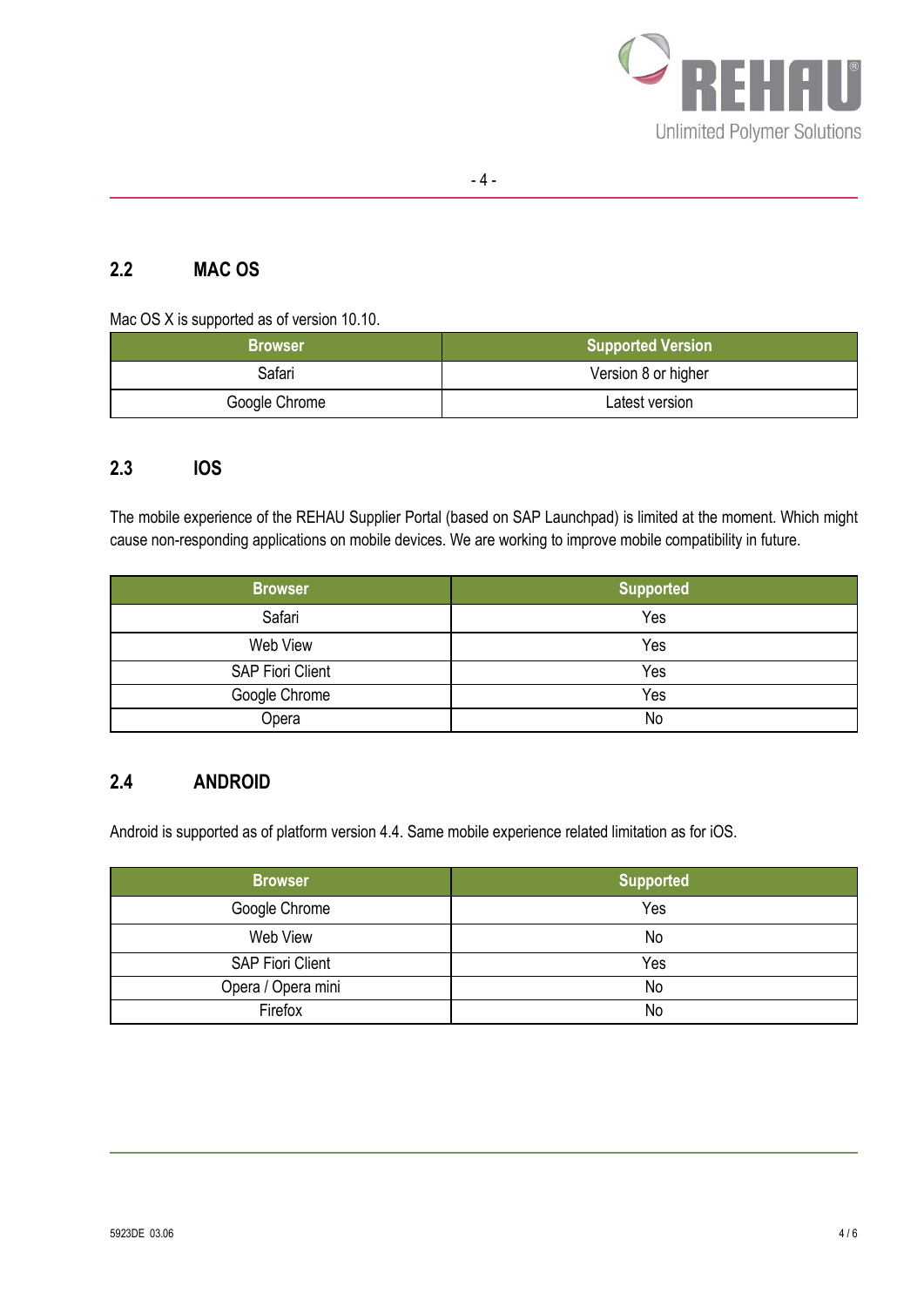## 2.2 MAC OS

Mac OS X is supported as of version 10.10.

| Browser | Supported Version |
| --- | --- |
| Safari | Version 8 or higher |
| Google Chrome | Latest version |

## 2.3 IOS

The mobile experience of the REHAU Supplier Portal (based on SAP Launchpad) is limited at the moment. Which might cause non-responding applications on mobile devices. We are working to improve mobile compatibility in future.

| Browser | Supported |
| --- | --- |
| Safari | Yes |
| Web View | Yes |
| SAP Fiori Client | Yes |
| Google Chrome | Yes |
| Opera | No |

## 2.4 ANDROID

Android is supported as of platform version 4.4. Same mobile experience related limitation as for iOS.

| Browser | Supported |
| --- | --- |
| Google Chrome | Yes |
| Web View | No |
| SAP Fiori Client | Yes |
| Opera / Opera mini | No |
| Firefox | No |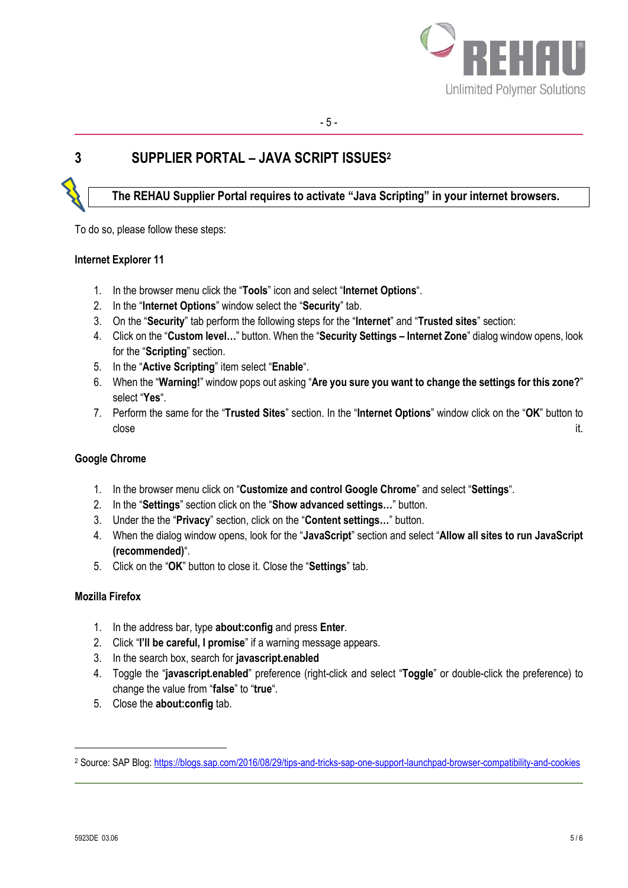## 3 SUPPLIER PORTAL – JAVA SCRIPT ISSUES[2]

**The REHAU Supplier Portal requires to activate "Java Scripting" in your internet browsers.**

To do so, please follow these steps:

**Internet Explorer 11**

1. In the browser menu click the "**Tools**" icon and select "**Internet Options**".
2. In the "**Internet Options**" window select the "**Security**" tab.
3. On the "**Security**" tab perform the following steps for the "**Internet**" and "**Trusted sites**" section:
4. Click on the "**Custom level…**" button. When the "**Security Settings – Internet Zone**" dialog window opens, look for the "**Scripting**" section.
5. In the "**Active Scripting**" item select "**Enable**".
6. When the "**Warning!**" window pops out asking "**Are you sure you want to change the settings for this zone?**" select "**Yes**".
7. Perform the same for the "**Trusted Sites**" section. In the "**Internet Options**" window click on the "**OK**" button to close it.

**Google Chrome**

1. In the browser menu click on "**Customize and control Google Chrome**" and select "**Settings**".
2. In the "**Settings**" section click on the "**Show advanced settings…**" button.
3. Under the the "**Privacy**" section, click on the "**Content settings…**" button.
4. When the dialog window opens, look for the "**JavaScript**" section and select "**Allow all sites to run JavaScript (recommended)**".
5. Click on the "**OK**" button to close it. Close the "**Settings**" tab.

**Mozilla Firefox**

1. In the address bar, type **about:config** and press **Enter**.
2. Click "**I'll be careful, I promise**" if a warning message appears.
3. In the search box, search for **javascript.enabled**
4. Toggle the "**javascript.enabled**" preference (right-click and select "**Toggle**" or double-click the preference) to change the value from "**false**" to "**true**".
5. Close the **about:config** tab.

---

[2] Source: SAP Blog: https://blogs.sap.com/2016/08/29/tips-and-tricks-sap-one-support-launchpad-browser-compatibility-and-cookies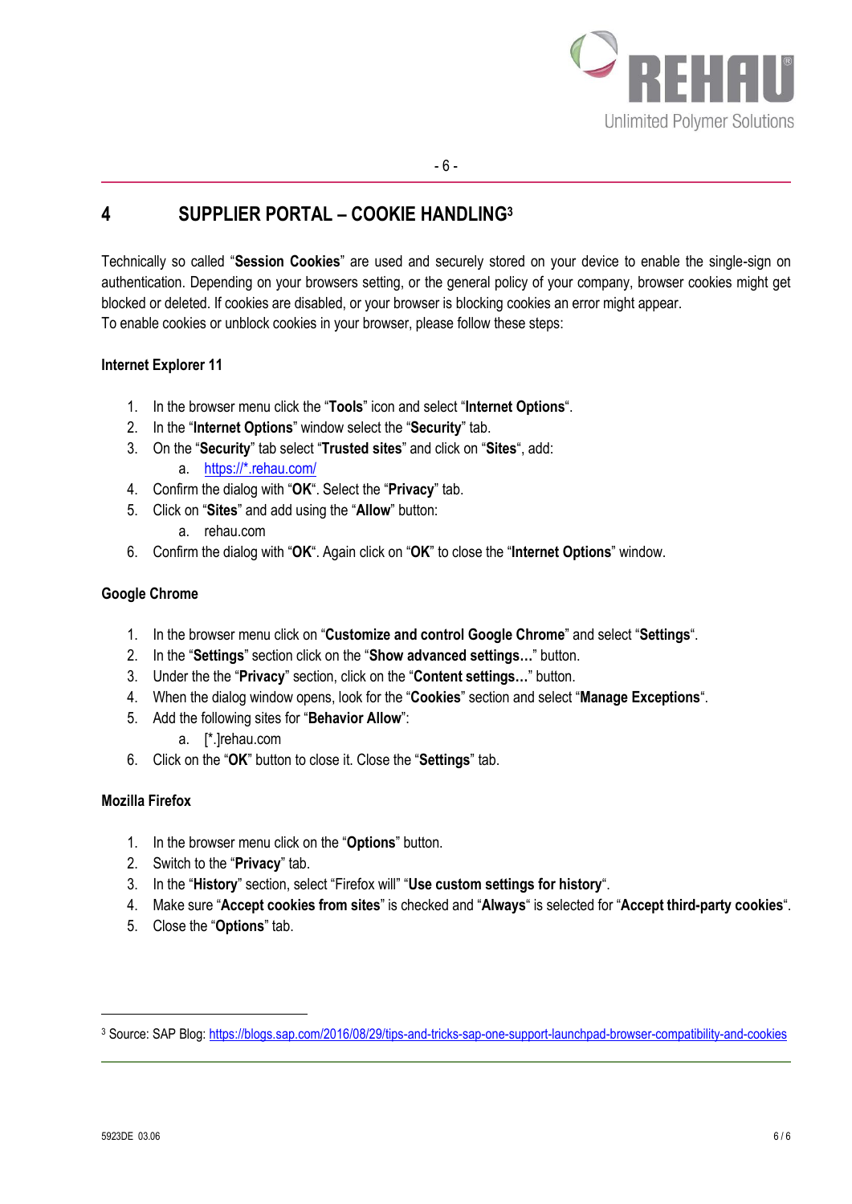# 4 SUPPLIER PORTAL – COOKIE HANDLING[3]

Technically so called "**Session Cookies**" are used and securely stored on your device to enable the single-sign on authentication. Depending on your browsers setting, or the general policy of your company, browser cookies might get blocked or deleted. If cookies are disabled, or your browser is blocking cookies an error might appear.
To enable cookies or unblock cookies in your browser, please follow these steps:

**Internet Explorer 11**

1. In the browser menu click the "**Tools**" icon and select "**Internet Options**".
2. In the "**Internet Options**" window select the "**Security**" tab.
3. On the "**Security**" tab select "**Trusted sites**" and click on "**Sites**", add:
   a. https://*.rehau.com/
4. Confirm the dialog with "**OK**". Select the "**Privacy**" tab.
5. Click on "**Sites**" and add using the "**Allow**" button:
   a. rehau.com
6. Confirm the dialog with "**OK**". Again click on "**OK**" to close the "**Internet Options**" window.

**Google Chrome**

1. In the browser menu click on "**Customize and control Google Chrome**" and select "**Settings**".
2. In the "**Settings**" section click on the "**Show advanced settings…**" button.
3. Under the the "**Privacy**" section, click on the "**Content settings…**" button.
4. When the dialog window opens, look for the "**Cookies**" section and select "**Manage Exceptions**".
5. Add the following sites for "**Behavior Allow**":
   a. [*.]rehau.com
6. Click on the "**OK**" button to close it. Close the "**Settings**" tab.

**Mozilla Firefox**

1. In the browser menu click on the "**Options**" button.
2. Switch to the "**Privacy**" tab.
3. In the "**History**" section, select "Firefox will" "**Use custom settings for history**".
4. Make sure "**Accept cookies from sites**" is checked and "**Always**" is selected for "**Accept third-party cookies**".
5. Close the "**Options**" tab.

---

[3] Source: SAP Blog: https://blogs.sap.com/2016/08/29/tips-and-tricks-sap-one-support-launchpad-browser-compatibility-and-cookies